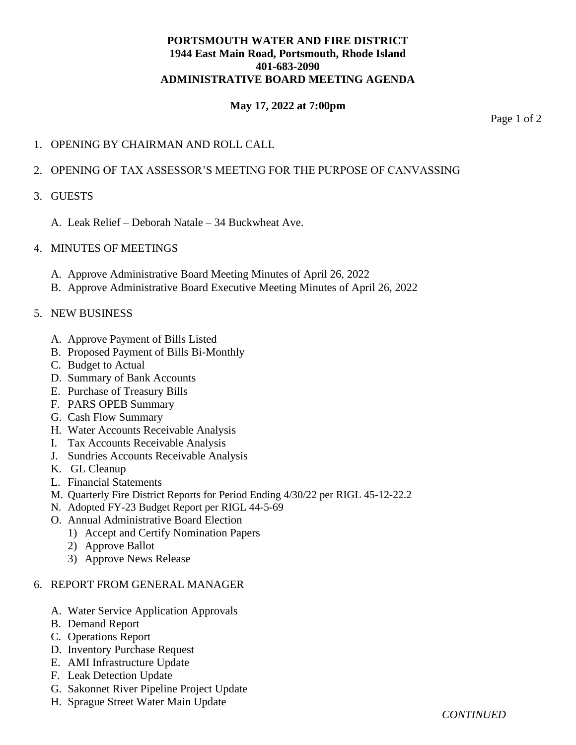**PORTSMOUTH WATER AND FIRE DISTRICT**
**1944 East Main Road, Portsmouth, Rhode Island**
**401-683-2090**
**ADMINISTRATIVE BOARD MEETING AGENDA**

**May 17, 2022 at 7:00pm**

1. OPENING BY CHAIRMAN AND ROLL CALL

2. OPENING OF TAX ASSESSOR'S MEETING FOR THE PURPOSE OF CANVASSING

3. GUESTS

   A. Leak Relief – Deborah Natale – 34 Buckwheat Ave.

4. MINUTES OF MEETINGS

   A. Approve Administrative Board Meeting Minutes of April 26, 2022
   B. Approve Administrative Board Executive Meeting Minutes of April 26, 2022

5. NEW BUSINESS

   A. Approve Payment of Bills Listed
   B. Proposed Payment of Bills Bi-Monthly
   C. Budget to Actual
   D. Summary of Bank Accounts
   E. Purchase of Treasury Bills
   F. PARS OPEB Summary
   G. Cash Flow Summary
   H. Water Accounts Receivable Analysis
   I. Tax Accounts Receivable Analysis
   J. Sundries Accounts Receivable Analysis
   K. GL Cleanup
   L. Financial Statements
   M. Quarterly Fire District Reports for Period Ending 4/30/22 per RIGL 45-12-22.2
   N. Adopted FY-23 Budget Report per RIGL 44-5-69
   O. Annual Administrative Board Election
      1) Accept and Certify Nomination Papers
      2) Approve Ballot
      3) Approve News Release

6. REPORT FROM GENERAL MANAGER

   A. Water Service Application Approvals
   B. Demand Report
   C. Operations Report
   D. Inventory Purchase Request
   E. AMI Infrastructure Update
   F. Leak Detection Update
   G. Sakonnet River Pipeline Project Update
   H. Sprague Street Water Main Update

*CONTINUED*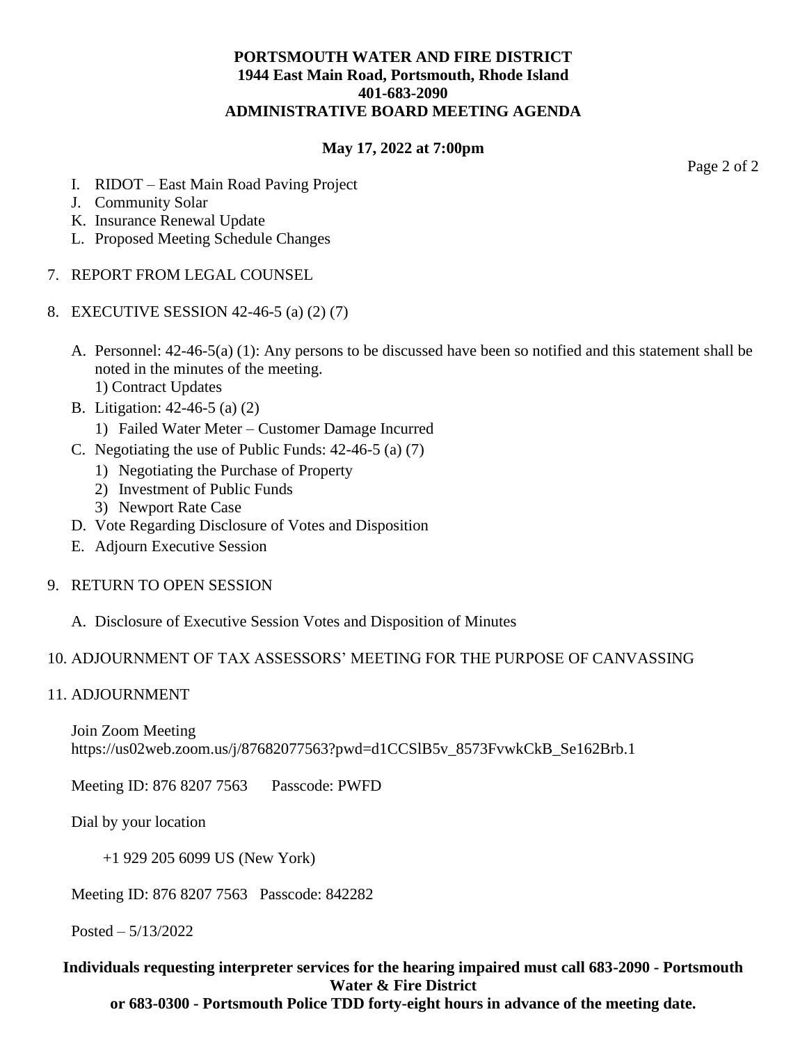**PORTSMOUTH WATER AND FIRE DISTRICT**
**1944 East Main Road, Portsmouth, Rhode Island**
**401-683-2090**
**ADMINISTRATIVE BOARD MEETING AGENDA**

**May 17, 2022 at 7:00pm**

I. RIDOT – East Main Road Paving Project
J. Community Solar
K. Insurance Renewal Update
L. Proposed Meeting Schedule Changes

7. REPORT FROM LEGAL COUNSEL

8. EXECUTIVE SESSION 42-46-5 (a) (2) (7)

   A. Personnel: 42-46-5(a) (1): Any persons to be discussed have been so notified and this statement shall be noted in the minutes of the meeting.
      1) Contract Updates
   B. Litigation: 42-46-5 (a) (2)
      1) Failed Water Meter – Customer Damage Incurred
   C. Negotiating the use of Public Funds: 42-46-5 (a) (7)
      1) Negotiating the Purchase of Property
      2) Investment of Public Funds
      3) Newport Rate Case
   D. Vote Regarding Disclosure of Votes and Disposition
   E. Adjourn Executive Session

9. RETURN TO OPEN SESSION

   A. Disclosure of Executive Session Votes and Disposition of Minutes

10. ADJOURNMENT OF TAX ASSESSORS' MEETING FOR THE PURPOSE OF CANVASSING

11. ADJOURNMENT

Join Zoom Meeting
https://us02web.zoom.us/j/87682077563?pwd=d1CCSlB5v_8573FvwkCkB_Se162Brb.1

Meeting ID: 876 8207 7563 Passcode: PWFD

Dial by your location

+1 929 205 6099 US (New York)

Meeting ID: 876 8207 7563 Passcode: 842282

Posted – 5/13/2022

**Individuals requesting interpreter services for the hearing impaired must call 683-2090 - Portsmouth Water & Fire District or 683-0300 - Portsmouth Police TDD forty-eight hours in advance of the meeting date.**